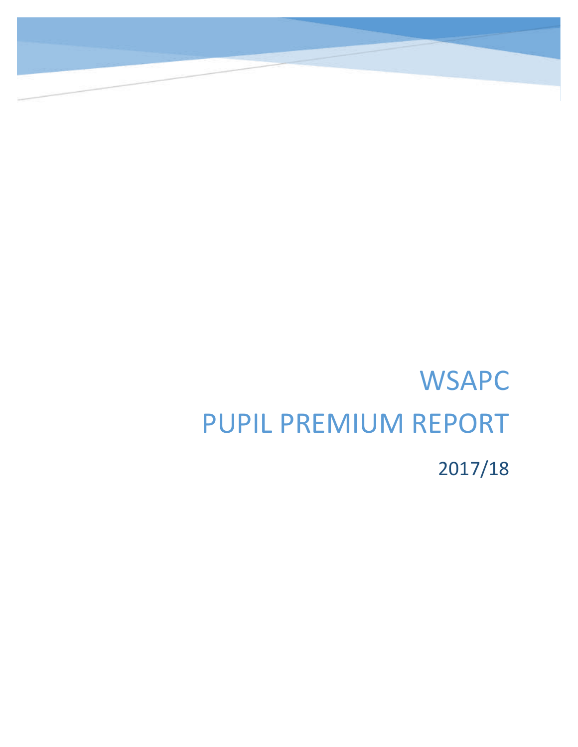# WSAPC
# PUPIL PREMIUM REPORT

2017/18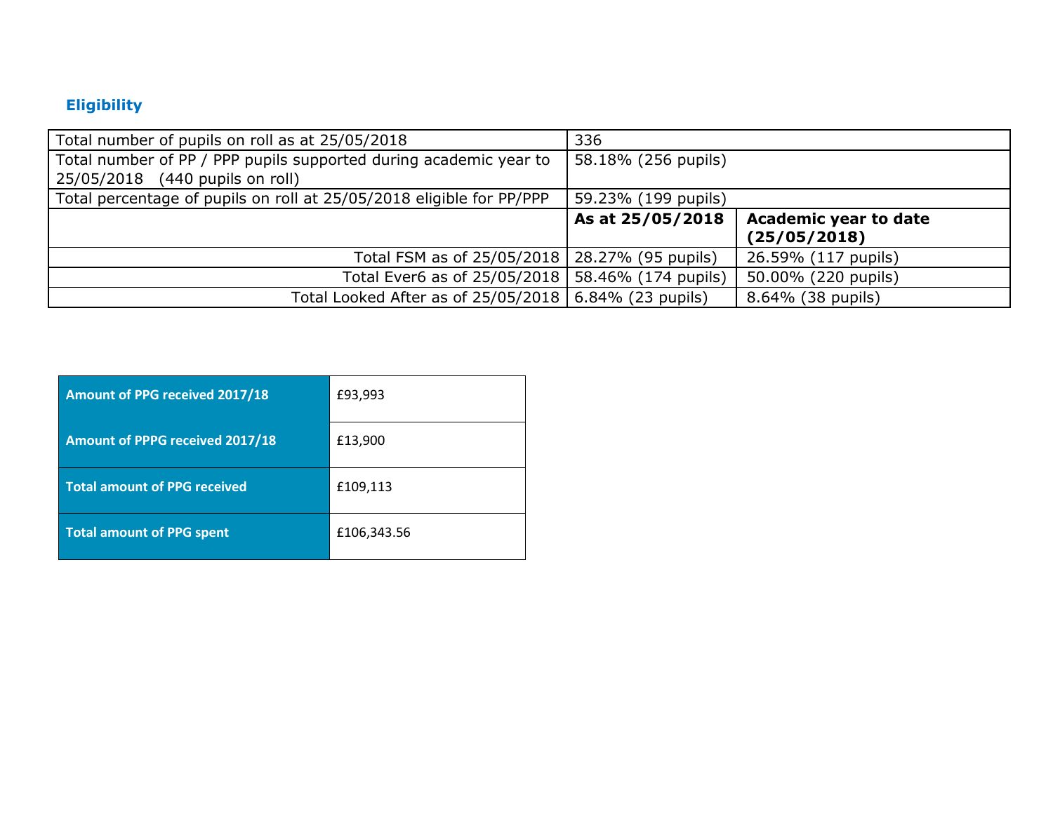### Eligibility

| | | |
|---|---|---|
| Total number of pupils on roll as at 25/05/2018 | 336 | |
| Total number of PP / PPP pupils supported during academic year to 25/05/2018 (440 pupils on roll) | 58.18% (256 pupils) | |
| Total percentage of pupils on roll at 25/05/2018 eligible for PP/PPP | 59.23% (199 pupils) | |
| | **As at 25/05/2018** | **Academic year to date (25/05/2018)** |
| Total FSM as of 25/05/2018 | 28.27% (95 pupils) | 26.59% (117 pupils) |
| Total Ever6 as of 25/05/2018 | 58.46% (174 pupils) | 50.00% (220 pupils) |
| Total Looked After as of 25/05/2018 | 6.84% (23 pupils) | 8.64% (38 pupils) |

| | |
|---|---|
| **Amount of PPG received 2017/18** | £93,993 |
| **Amount of PPPG received 2017/18** | £13,900 |
| **Total amount of PPG received** | £109,113 |
| **Total amount of PPG spent** | £106,343.56 |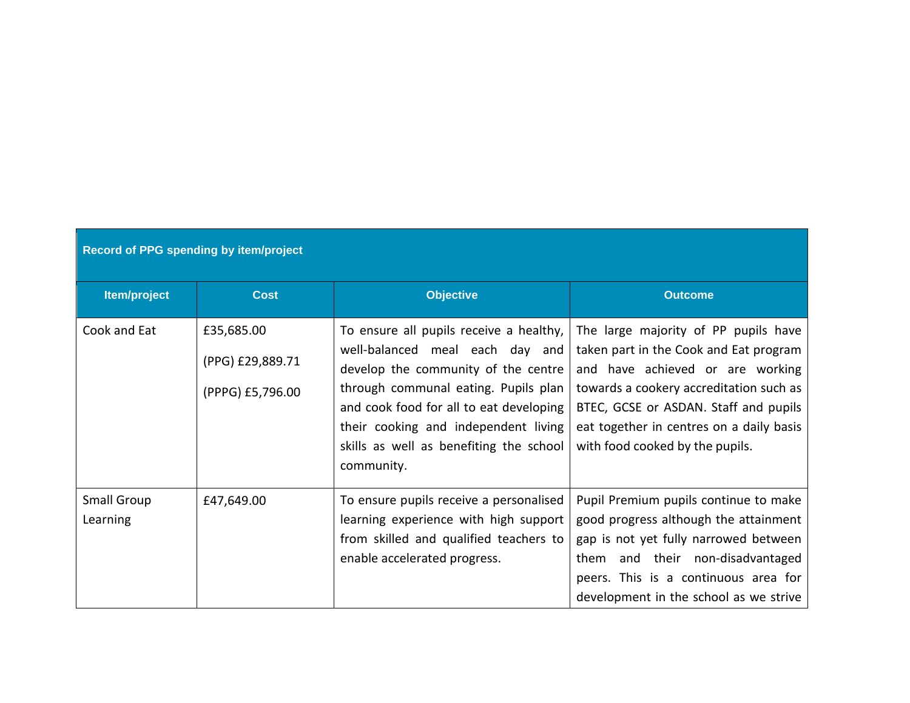| Record of PPG spending by item/project | | | |
|---|---|---|---|
| **Item/project** | **Cost** | **Objective** | **Outcome** |
| Cook and Eat | £35,685.00<br><br>(PPG) £29,889.71<br><br>(PPPG) £5,796.00 | To ensure all pupils receive a healthy, well-balanced meal each day and develop the community of the centre through communal eating. Pupils plan and cook food for all to eat developing their cooking and independent living skills as well as benefiting the school community. | The large majority of PP pupils have taken part in the Cook and Eat program and have achieved or are working towards a cookery accreditation such as BTEC, GCSE or ASDAN. Staff and pupils eat together in centres on a daily basis with food cooked by the pupils. |
| Small Group Learning | £47,649.00 | To ensure pupils receive a personalised learning experience with high support from skilled and qualified teachers to enable accelerated progress. | Pupil Premium pupils continue to make good progress although the attainment gap is not yet fully narrowed between them and their non-disadvantaged peers. This is a continuous area for development in the school as we strive |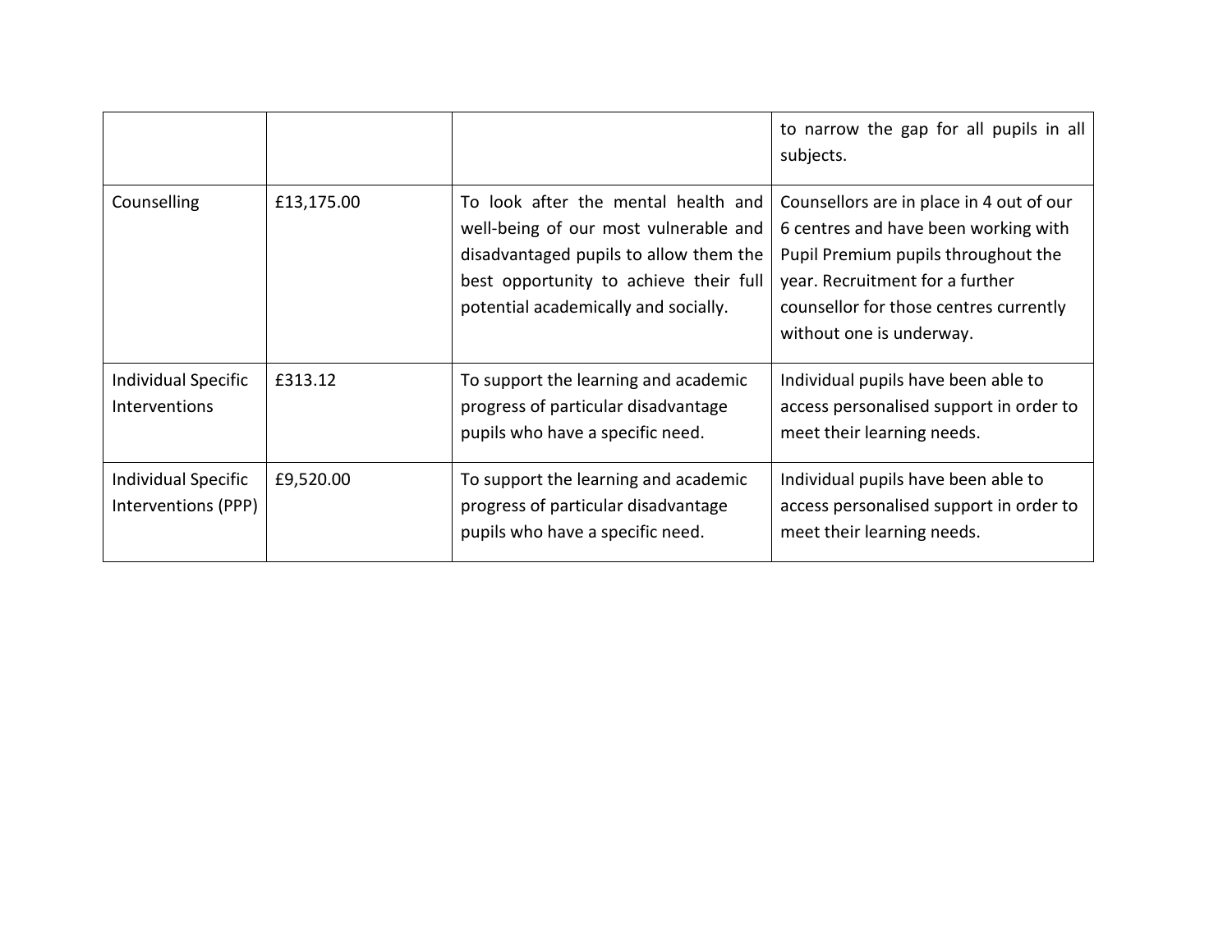| | | | |
|---|---|---|---|
| | | | to narrow the gap for all pupils in all subjects. |
| Counselling | £13,175.00 | To look after the mental health and well-being of our most vulnerable and disadvantaged pupils to allow them the best opportunity to achieve their full potential academically and socially. | Counsellors are in place in 4 out of our 6 centres and have been working with Pupil Premium pupils throughout the year. Recruitment for a further counsellor for those centres currently without one is underway. |
| Individual Specific Interventions | £313.12 | To support the learning and academic progress of particular disadvantage pupils who have a specific need. | Individual pupils have been able to access personalised support in order to meet their learning needs. |
| Individual Specific Interventions (PPP) | £9,520.00 | To support the learning and academic progress of particular disadvantage pupils who have a specific need. | Individual pupils have been able to access personalised support in order to meet their learning needs. |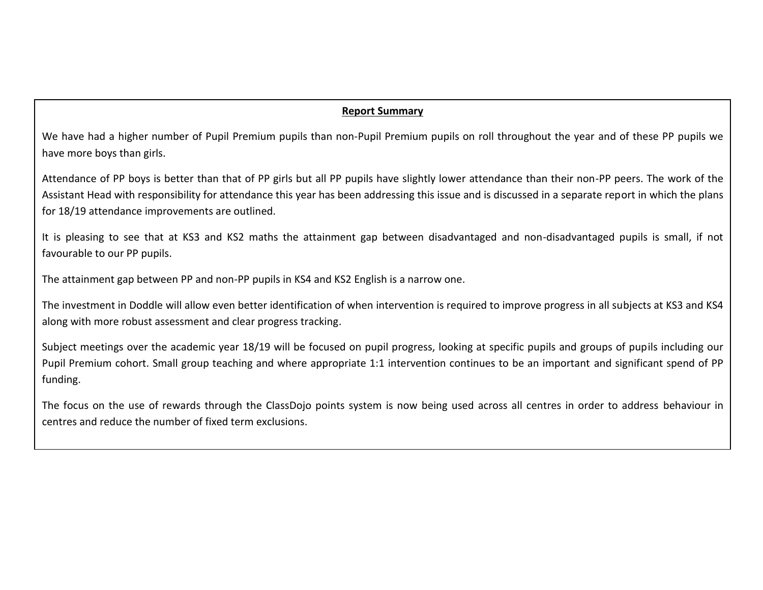**Report Summary**

We have had a higher number of Pupil Premium pupils than non-Pupil Premium pupils on roll throughout the year and of these PP pupils we have more boys than girls.

Attendance of PP boys is better than that of PP girls but all PP pupils have slightly lower attendance than their non-PP peers. The work of the Assistant Head with responsibility for attendance this year has been addressing this issue and is discussed in a separate report in which the plans for 18/19 attendance improvements are outlined.

It is pleasing to see that at KS3 and KS2 maths the attainment gap between disadvantaged and non-disadvantaged pupils is small, if not favourable to our PP pupils.

The attainment gap between PP and non-PP pupils in KS4 and KS2 English is a narrow one.

The investment in Doddle will allow even better identification of when intervention is required to improve progress in all subjects at KS3 and KS4 along with more robust assessment and clear progress tracking.

Subject meetings over the academic year 18/19 will be focused on pupil progress, looking at specific pupils and groups of pupils including our Pupil Premium cohort. Small group teaching and where appropriate 1:1 intervention continues to be an important and significant spend of PP funding.

The focus on the use of rewards through the ClassDojo points system is now being used across all centres in order to address behaviour in centres and reduce the number of fixed term exclusions.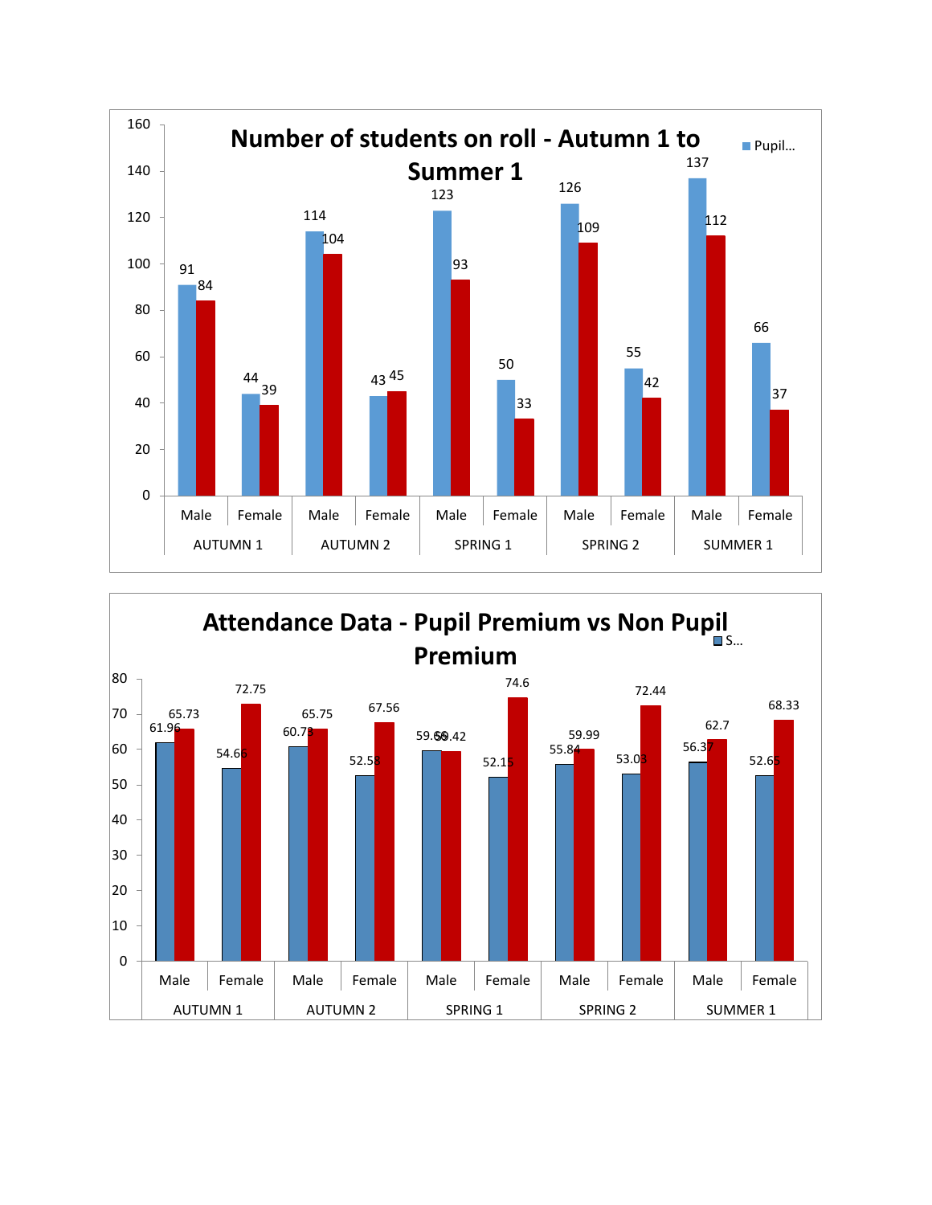## Number of students on roll - Autumn 1 to Summer 1

| Term | Gender | Pupil... (blue) | (red) |
|---|---|---|---|
| AUTUMN 1 | Male | 91 | 84 |
| | Female | 44 | 39 |
| AUTUMN 2 | Male | 114 | 104 |
| | Female | 43 | 45 |
| SPRING 1 | Male | 123 | 93 |
| | Female | 50 | 33 |
| SPRING 2 | Male | 126 | 109 |
| | Female | 55 | 42 |
| SUMMER 1 | Male | 137 | 112 |
| | Female | 66 | 37 |

## Attendance Data - Pupil Premium vs Non Pupil Premium

| Term | Gender | S... (blue) | (red) |
|---|---|---|---|
| AUTUMN 1 | Male | 61.96 | 65.73 |
| | Female | 54.66 | 72.75 |
| AUTUMN 2 | Male | 60.73 | 65.75 |
| | Female | 52.58 | 67.56 |
| SPRING 1 | Male | 59.66 | 59.42 |
| | Female | 52.15 | 74.6 |
| SPRING 2 | Male | 55.84 | 59.99 |
| | Female | 53.03 | 72.44 |
| SUMMER 1 | Male | 56.37 | 62.7 |
| | Female | 52.65 | 68.33 |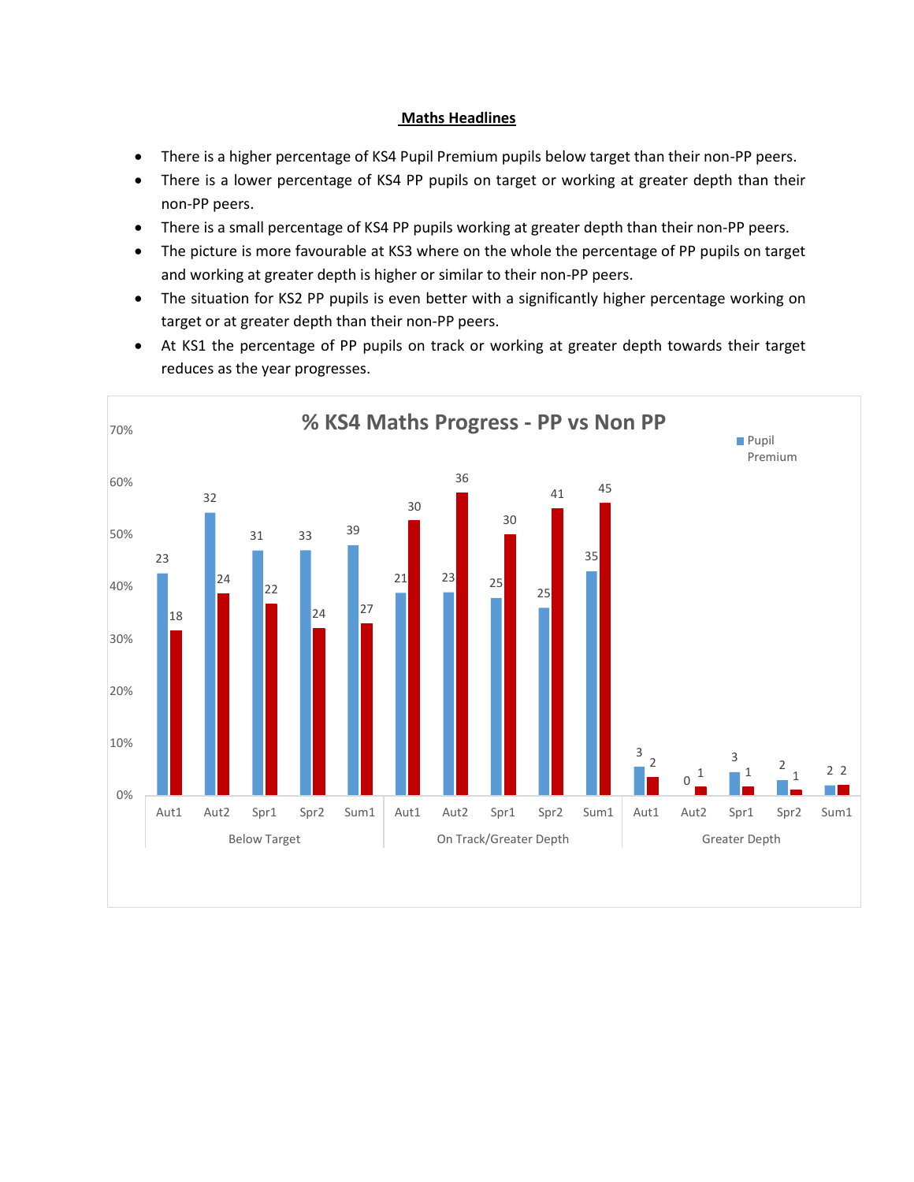## Maths Headlines

- There is a higher percentage of KS4 Pupil Premium pupils below target than their non-PP peers.
- There is a lower percentage of KS4 PP pupils on target or working at greater depth than their non-PP peers.
- There is a small percentage of KS4 PP pupils working at greater depth than their non-PP peers.
- The picture is more favourable at KS3 where on the whole the percentage of PP pupils on target and working at greater depth is higher or similar to their non-PP peers.
- The situation for KS2 PP pupils is even better with a significantly higher percentage working on target or at greater depth than their non-PP peers.
- At KS1 the percentage of PP pupils on track or working at greater depth towards their target reduces as the year progresses.

**% KS4 Maths Progress - PP vs Non PP**

| Category | Term | Pupil Premium | Non PP |
|---|---|---|---|
| Below Target | Aut1 | 23 | 18 |
| | Aut2 | 32 | 24 |
| | Spr1 | 31 | 22 |
| | Spr2 | 33 | 24 |
| | Sum1 | 39 | 27 |
| On Track/Greater Depth | Aut1 | 21 | 30 |
| | Aut2 | 23 | 36 |
| | Spr1 | 25 | 30 |
| | Spr2 | 25 | 41 |
| | Sum1 | 35 | 45 |
| Greater Depth | Aut1 | 3 | 2 |
| | Aut2 | 0 | 1 |
| | Spr1 | 3 | 1 |
| | Spr2 | 2 | 1 |
| | Sum1 | 2 | 2 |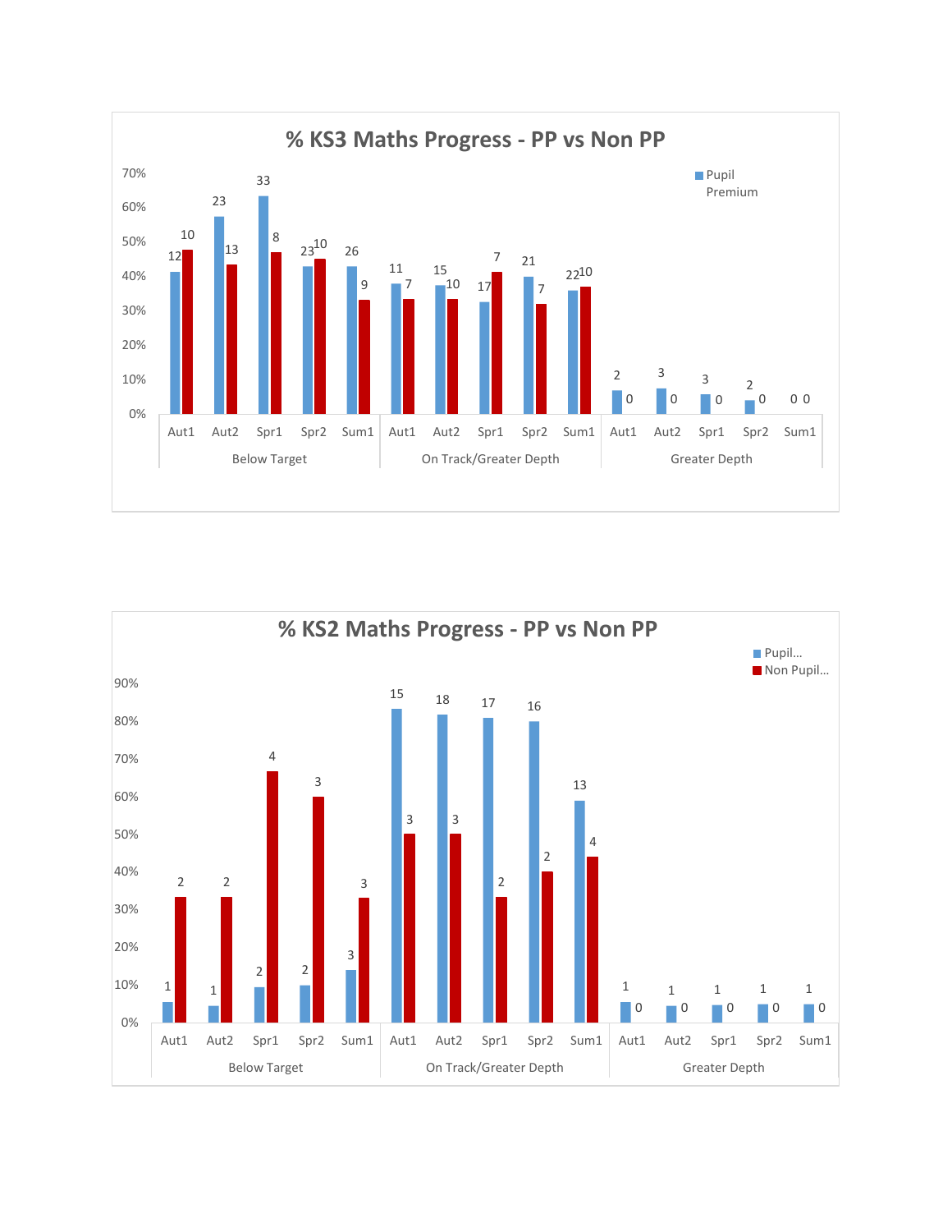## % KS3 Maths Progress - PP vs Non PP

| | Below Target | | | | | On Track/Greater Depth | | | | | Greater Depth | | | | |
|---|---|---|---|---|---|---|---|---|---|---|---|---|---|---|---|
| | Aut1 | Aut2 | Spr1 | Spr2 | Sum1 | Aut1 | Aut2 | Spr1 | Spr2 | Sum1 | Aut1 | Aut2 | Spr1 | Spr2 | Sum1 |
| Pupil Premium | 12 | 23 | 33 | 23 | 26 | 11 | 15 | 17 | 21 | 22 | 2 | 3 | 3 | 2 | 0 |
| Non PP | 10 | 13 | 8 | 10 | 9 | 7 | 10 | 7 | 7 | 10 | 0 | 0 | 0 | 0 | 0 |

## % KS2 Maths Progress - PP vs Non PP

| | Below Target | | | | | On Track/Greater Depth | | | | | Greater Depth | | | | |
|---|---|---|---|---|---|---|---|---|---|---|---|---|---|---|---|
| | Aut1 | Aut2 | Spr1 | Spr2 | Sum1 | Aut1 | Aut2 | Spr1 | Spr2 | Sum1 | Aut1 | Aut2 | Spr1 | Spr2 | Sum1 |
| Pupil... | 1 | 1 | 2 | 2 | 3 | 15 | 18 | 17 | 16 | 13 | 1 | 1 | 1 | 1 | 1 |
| Non Pupil... | 2 | 2 | 4 | 3 | 3 | 3 | 3 | 2 | 2 | 4 | 0 | 0 | 0 | 0 | 0 |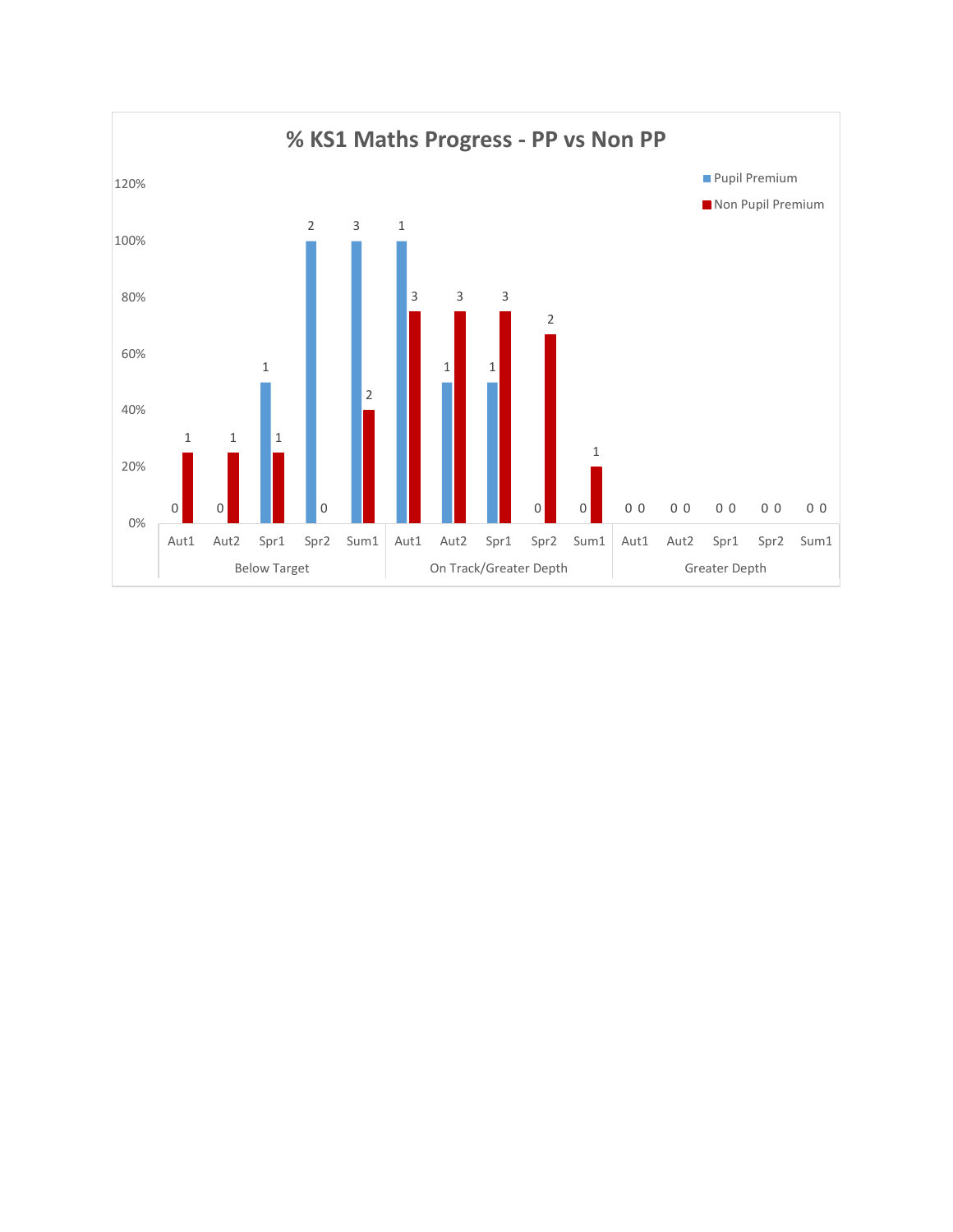# % KS1 Maths Progress - PP vs Non PP

| Category | Term | Pupil Premium | Non Pupil Premium |
|---|---|---|---|
| Below Target | Aut1 | 0 | 1 |
| | Aut2 | 0 | 1 |
| | Spr1 | 1 | 1 |
| | Spr2 | 2 | 0 |
| | Sum1 | 3 | 2 |
| On Track/Greater Depth | Aut1 | 1 | 3 |
| | Aut2 | 1 | 3 |
| | Spr1 | 1 | 3 |
| | Spr2 | 0 | 2 |
| | Sum1 | 0 | 1 |
| Greater Depth | Aut1 | 0 | 0 |
| | Aut2 | 0 | 0 |
| | Spr1 | 0 | 0 |
| | Spr2 | 0 | 0 |
| | Sum1 | 0 | 0 |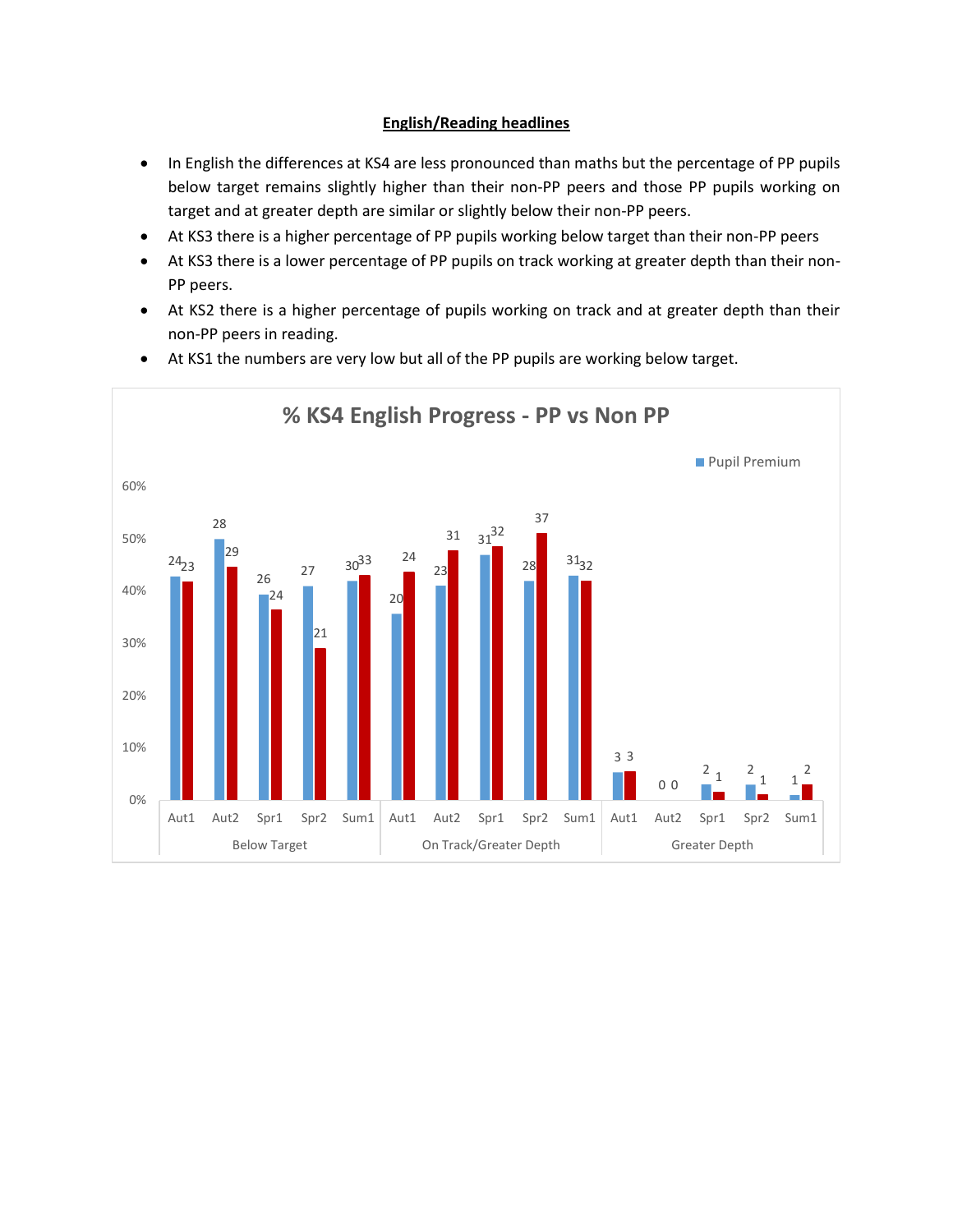## English/Reading headlines

- In English the differences at KS4 are less pronounced than maths but the percentage of PP pupils below target remains slightly higher than their non-PP peers and those PP pupils working on target and at greater depth are similar or slightly below their non-PP peers.
- At KS3 there is a higher percentage of PP pupils working below target than their non-PP peers
- At KS3 there is a lower percentage of PP pupils on track working at greater depth than their non-PP peers.
- At KS2 there is a higher percentage of pupils working on track and at greater depth than their non-PP peers in reading.
- At KS1 the numbers are very low but all of the PP pupils are working below target.

**% KS4 English Progress - PP vs Non PP**

| Category | Term | Pupil Premium | Non PP |
|---|---|---|---|
| Below Target | Aut1 | 24 | 23 |
| | Aut2 | 28 | 29 |
| | Spr1 | 26 | 24 |
| | Spr2 | 27 | 21 |
| | Sum1 | 30 | 33 |
| On Track/Greater Depth | Aut1 | 20 | 24 |
| | Aut2 | 23 | 31 |
| | Spr1 | 31 | 32 |
| | Spr2 | 28 | 37 |
| | Sum1 | 31 | 32 |
| Greater Depth | Aut1 | 3 | 3 |
| | Aut2 | 0 | 0 |
| | Spr1 | 2 | 1 |
| | Spr2 | 2 | 1 |
| | Sum1 | 1 | 2 |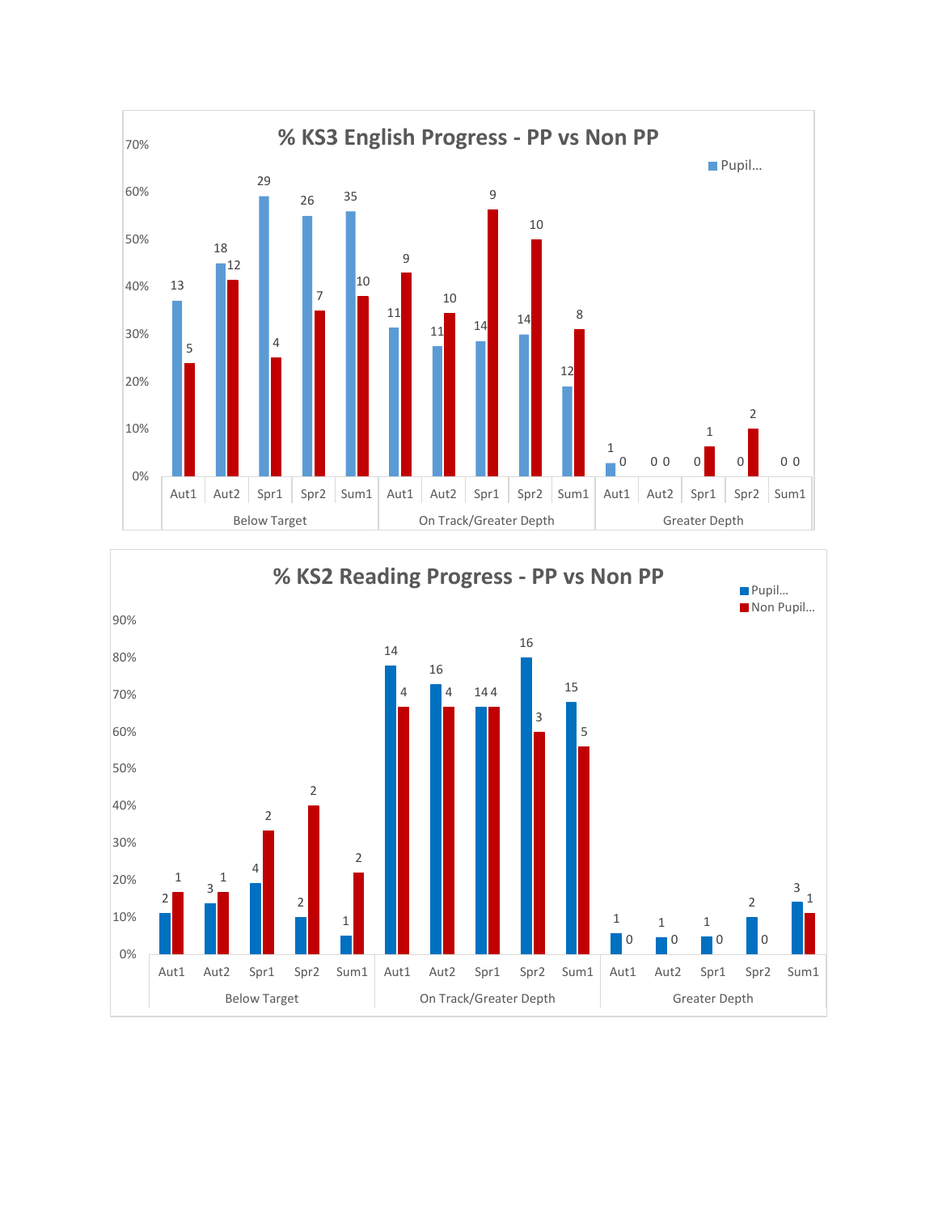## % KS3 English Progress - PP vs Non PP

Legend: Pupil...

| Category | Term | Pupil... | Non PP |
|---|---|---|---|
| Below Target | Aut1 | 13 | 5 |
| | Aut2 | 18 | 12 |
| | Spr1 | 29 | 4 |
| | Spr2 | 26 | 7 |
| | Sum1 | 35 | 10 |
| On Track/Greater Depth | Aut1 | 11 | 9 |
| | Aut2 | 11 | 10 |
| | Spr1 | 14 | 9 |
| | Spr2 | 14 | 10 |
| | Sum1 | 12 | 8 |
| Greater Depth | Aut1 | 1 | 0 |
| | Aut2 | 0 | 0 |
| | Spr1 | 0 | 1 |
| | Spr2 | 0 | 2 |
| | Sum1 | 0 | 0 |

## % KS2 Reading Progress - PP vs Non PP

Legend: Pupil... / Non Pupil...

| Category | Term | Pupil... | Non Pupil... |
|---|---|---|---|
| Below Target | Aut1 | 2 | 1 |
| | Aut2 | 3 | 1 |
| | Spr1 | 4 | 2 |
| | Spr2 | 2 | 2 |
| | Sum1 | 1 | 2 |
| On Track/Greater Depth | Aut1 | 14 | 4 |
| | Aut2 | 16 | 4 |
| | Spr1 | 14 | 4 |
| | Spr2 | 16 | 3 |
| | Sum1 | 15 | 5 |
| Greater Depth | Aut1 | 1 | 0 |
| | Aut2 | 1 | 0 |
| | Spr1 | 1 | 0 |
| | Spr2 | 2 | 0 |
| | Sum1 | 3 | 1 |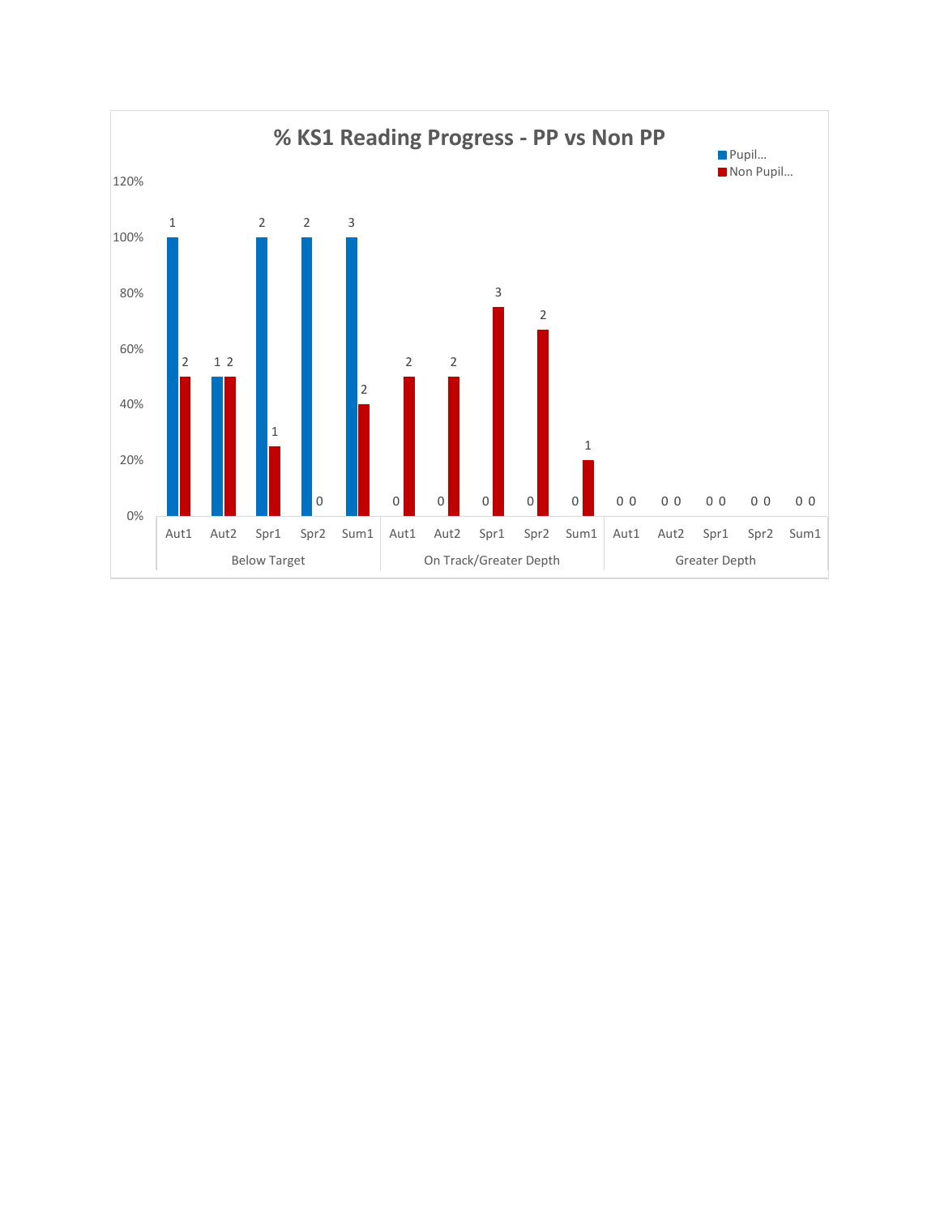## % KS1 Reading Progress - PP vs Non PP

| Category | Term | Pupil... (%) | Pupil... (count) | Non Pupil... (%) | Non Pupil... (count) |
|---|---|---|---|---|---|
| Below Target | Aut1 | 100% | 1 | 50% | 2 |
| | Aut2 | 50% | 1 | 50% | 2 |
| | Spr1 | 100% | 2 | 25% | 1 |
| | Spr2 | 100% | 2 | 0% | 0 |
| | Sum1 | 100% | 3 | 40% | 2 |
| On Track/Greater Depth | Aut1 | 0% | 0 | 50% | 2 |
| | Aut2 | 0% | 0 | 50% | 2 |
| | Spr1 | 0% | 0 | 75% | 3 |
| | Spr2 | 0% | 0 | 67% | 2 |
| | Sum1 | 0% | 0 | 20% | 1 |
| Greater Depth | Aut1 | 0% | 0 | 0% | 0 |
| | Aut2 | 0% | 0 | 0% | 0 |
| | Spr1 | 0% | 0 | 0% | 0 |
| | Spr2 | 0% | 0 | 0% | 0 |
| | Sum1 | 0% | 0 | 0% | 0 |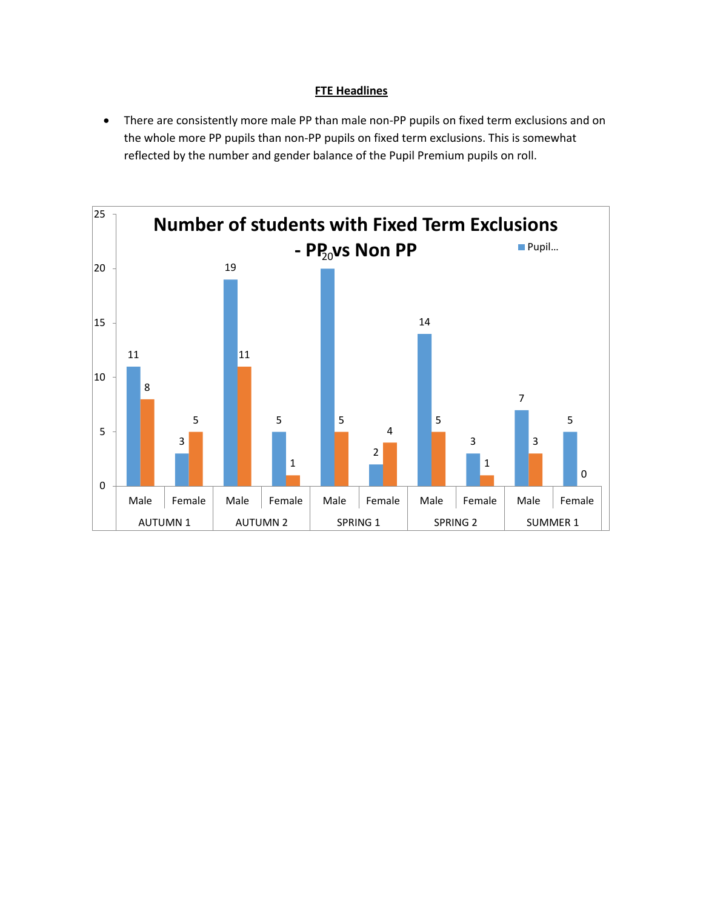**FTE Headlines**

- There are consistently more male PP than male non-PP pupils on fixed term exclusions and on the whole more PP pupils than non-PP pupils on fixed term exclusions. This is somewhat reflected by the number and gender balance of the Pupil Premium pupils on roll.

**Number of students with Fixed Term Exclusions - PP vs Non PP**

| Term | Gender | Pupil... (blue) | (orange) |
|---|---|---|---|
| AUTUMN 1 | Male | 11 | 8 |
| | Female | 3 | 5 |
| AUTUMN 2 | Male | 19 | 11 |
| | Female | 5 | 1 |
| SPRING 1 | Male | 20 | 5 |
| | Female | 2 | 4 |
| SPRING 2 | Male | 14 | 5 |
| | Female | 3 | 1 |
| SUMMER 1 | Male | 7 | 3 |
| | Female | 5 | 0 |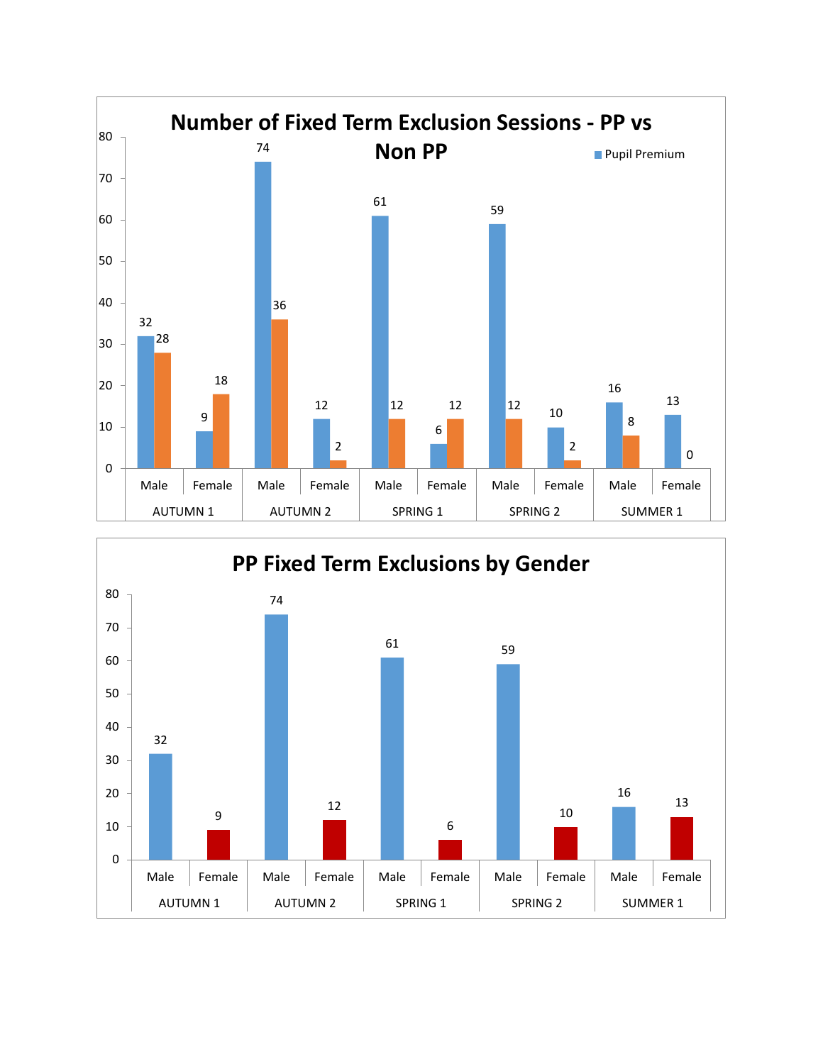Number of Fixed Term Exclusion Sessions - PP vs Non PP

Pupil Premium

80
70
60
50
40
30
20
10
0

32
28
9
18
74
36
12
2
61
12
6
12
59
12
10
2
16
8
13
0

Male
Female
Male
Female
Male
Female
Male
Female
Male
Female

AUTUMN 1
AUTUMN 2
SPRING 1
SPRING 2
SUMMER 1

PP Fixed Term Exclusions by Gender

80
70
60
50
40
30
20
10
0

32
9
74
12
61
6
59
10
16
13

Male
Female
Male
Female
Male
Female
Male
Female
Male
Female

AUTUMN 1
AUTUMN 2
SPRING 1
SPRING 2
SUMMER 1